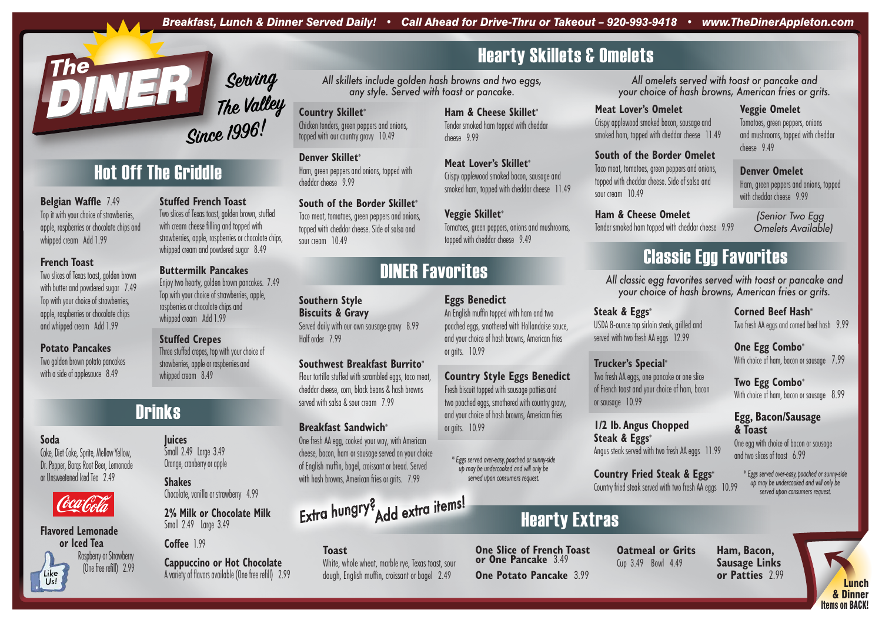*Breakfast, Lunch & Dinner Served Daily! • Call Ahead for Drive-Thru or Takeout – 920-993-9418 • www.TheDinerAppleton.com*

# The DINER

*Serving The Valley Since 1996!*

## Hot Off The Griddle

**Belgian Waffle** 7.49
Top it with your choice of strawberries, apple, raspberries or chocolate chips and whipped cream Add 1.99

**French Toast**
Two slices of Texas toast, golden brown with butter and powdered sugar 7.49
Top with your choice of strawberries, apple, raspberries or chocolate chips and whipped cream Add 1.99

**Potato Pancakes**
Two golden brown potato pancakes with a side of applesauce 8.49

**Stuffed French Toast**
Two slices of Texas toast, golden brown, stuffed with cream cheese filling and topped with strawberries, apple, raspberries or chocolate chips, whipped cream and powdered sugar 8.49

**Buttermilk Pancakes**
Enjoy two hearty, golden brown pancakes. 7.49
Top with your choice of strawberries, apple, raspberries or chocolate chips and whipped cream Add 1.99

**Stuffed Crepes**
Three stuffed crepes, top with your choice of strawberries, apple or raspberries and whipped cream 8.49

## Drinks

**Soda**
Coke, Diet Coke, Sprite, Mellow Yellow, Dr. Pepper, Barqs Root Beer, Lemonade or Unsweetened Iced Tea 2.49

**Flavored Lemonade or Iced Tea**
Raspberry or Strawberry (One free refill) 2.99

**Juices**
Small 2.49 Large 3.49
Orange, cranberry or apple

**Shakes**
Chocolate, vanilla or strawberry 4.99

**2% Milk or Chocolate Milk**
Small 2.49 Large 3.49

**Coffee** 1.99

**Cappuccino or Hot Chocolate**
A variety of flavors available (One free refill) 2.99

## Hearty Skillets & Omelets

*All skillets include golden hash browns and two eggs, any style. Served with toast or pancake.*

**Country Skillet***
Chicken tenders, green peppers and onions, topped with our country gravy 10.49

**Denver Skillet***
Ham, green peppers and onions, topped with cheddar cheese 9.99

**South of the Border Skillet***
Taco meat, tomatoes, green peppers and onions, topped with cheddar cheese. Side of salsa and sour cream 10.49

**Ham & Cheese Skillet***
Tender smoked ham topped with cheddar cheese 9.99

**Meat Lover's Skillet***
Crispy applewood smoked bacon, sausage and smoked ham, topped with cheddar cheese 11.49

**Veggie Skillet***
Tomatoes, green peppers, onions and mushrooms, topped with cheddar cheese 9.49

*All omelets served with toast or pancake and your choice of hash browns, American fries or grits.*

**Meat Lover's Omelet**
Crispy applewood smoked bacon, sausage and smoked ham, topped with cheddar cheese 11.49

**South of the Border Omelet**
Taco meat, tomatoes, green peppers and onions, topped with cheddar cheese. Side of salsa and sour cream 10.49

**Ham & Cheese Omelet**
Tender smoked ham topped with cheddar cheese 9.99

**Veggie Omelet**
Tomatoes, green peppers, onions and mushrooms, topped with cheddar cheese 9.49

**Denver Omelet**
Ham, green peppers and onions, topped with cheddar cheese 9.99

*(Senior Two Egg Omelets Available)*

## DINER Favorites

**Southern Style Biscuits & Gravy**
Served daily with our own sausage gravy 8.99
Half order 7.99

**Southwest Breakfast Burrito***
Flour tortilla stuffed with scrambled eggs, taco meat, cheddar cheese, corn, black beans & hash browns served with salsa & sour cream 7.99

**Breakfast Sandwich***
One fresh AA egg, cooked your way, with American cheese, bacon, ham or sausage served on your choice of English muffin, bagel, croissant or bread. Served with hash browns, American fries or grits. 7.99

**Eggs Benedict**
An English muffin topped with ham and two poached eggs, smothered with Hollandaise sauce, and your choice of hash browns, American fries or grits. 10.99

**Country Style Eggs Benedict**
Fresh biscuit topped with sausage patties and two poached eggs, smothered with country gravy, and your choice of hash browns, American fries or grits. 10.99

*\* Eggs served over-easy, poached or sunny-side up may be undercooked and will only be served upon consumers request.*

## Classic Egg Favorites

*All classic egg favorites served with toast or pancake and your choice of hash browns, American fries or grits.*

**Steak & Eggs***
USDA 8-ounce top sirloin steak, grilled and served with two fresh AA eggs 12.99

**Trucker's Special***
Two fresh AA eggs, one pancake or one slice of French toast and your choice of ham, bacon or sausage 10.99

**1/2 lb. Angus Chopped Steak & Eggs***
Angus steak served with two fresh AA eggs 11.99

**Country Fried Steak & Eggs***
Country fried steak served with two fresh AA eggs 10.99

**Corned Beef Hash***
Two fresh AA eggs and corned beef hash 9.99

**One Egg Combo***
With choice of ham, bacon or sausage 7.99

**Two Egg Combo***
With choice of ham, bacon or sausage 8.99

**Egg, Bacon/Sausage & Toast**
One egg with choice of bacon or sausage and two slices of toast 6.99

*\* Eggs served over-easy, poached or sunny-side up may be undercooked and will only be served upon consumers request.*

## Hearty Extras

*Extra hungry? Add extra items!*

**Toast**
White, whole wheat, marble rye, Texas toast, sour dough, English muffin, croissant or bagel 2.49

**One Slice of French Toast or One Pancake** 3.49

**One Potato Pancake** 3.99

**Oatmeal or Grits**
Cup 3.49 Bowl 4.49

**Ham, Bacon, Sausage Links or Patties** 2.99

**Lunch & Dinner Items on BACK!**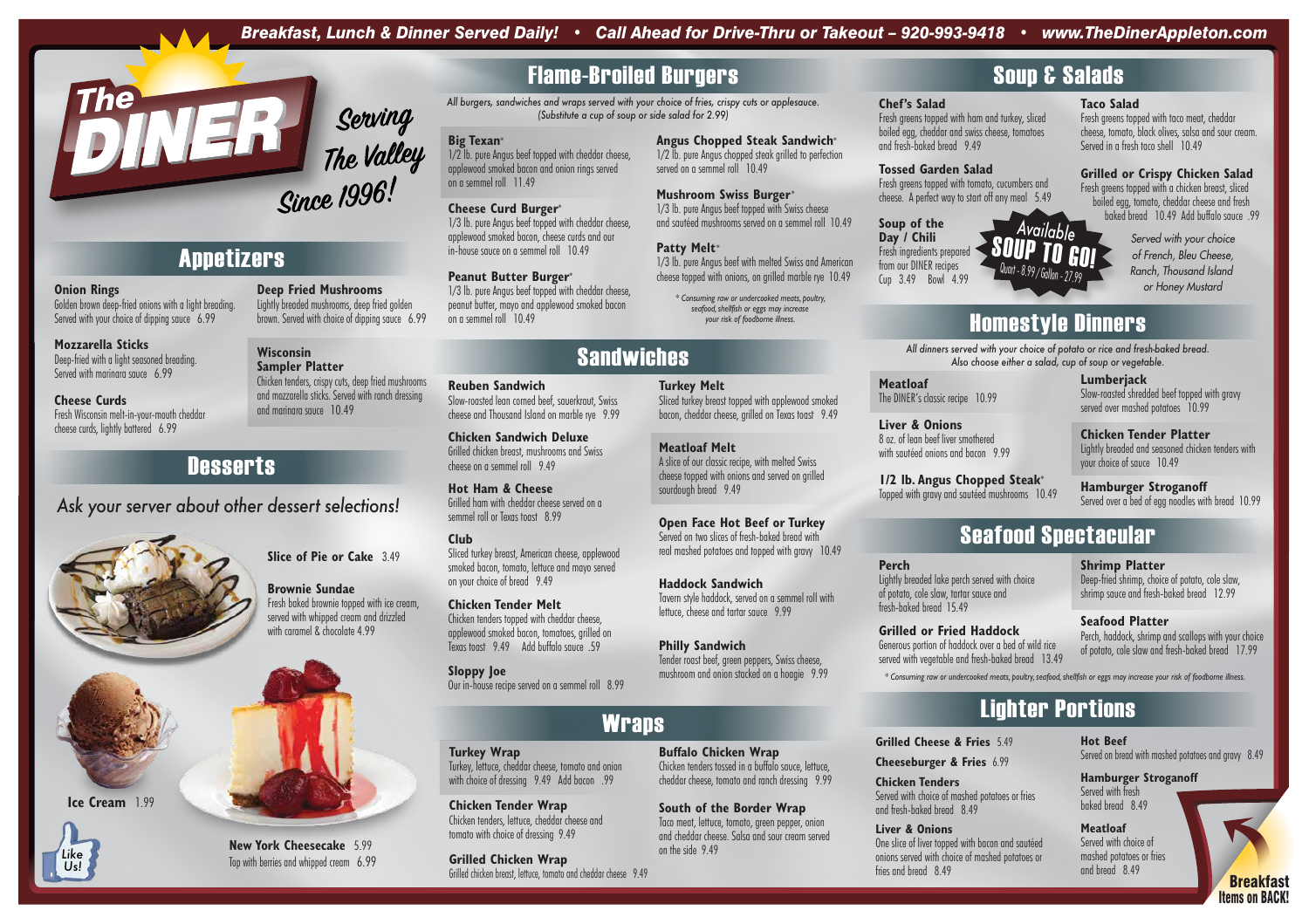Breakfast, Lunch & Dinner Served Daily! • Call Ahead for Drive-Thru or Takeout – 920-993-9418 • www.TheDinerAppleton.com

# The DINER

*Serving The Valley Since 1996!*

## Appetizers

**Onion Rings**
Golden brown deep-fried onions with a light breading. Served with your choice of dipping sauce 6.99

**Mozzarella Sticks**
Deep-fried with a light seasoned breading. Served with marinara sauce 6.99

**Cheese Curds**
Fresh Wisconsin melt-in-your-mouth cheddar cheese curds, lightly battered 6.99

**Deep Fried Mushrooms**
Lightly breaded mushrooms, deep fried golden brown. Served with choice of dipping sauce 6.99

**Wisconsin Sampler Platter**
Chicken tenders, crispy cuts, deep fried mushrooms and mozzarella sticks. Served with ranch dressing and marinara sauce 10.49

## Desserts

*Ask your server about other dessert selections!*

**Slice of Pie or Cake** 3.49

**Brownie Sundae**
Fresh baked brownie topped with ice cream, served with whipped cream and drizzled with caramel & chocolate 4.99

**Ice Cream** 1.99

**New York Cheesecake** 5.99
Top with berries and whipped cream 6.99

Like Us!

## Flame-Broiled Burgers

*All burgers, sandwiches and wraps served with your choice of fries, crispy cuts or applesauce. (Substitute a cup of soup or side salad for 2.99)*

**Big Texan***
1/2 lb. pure Angus beef topped with cheddar cheese, applewood smoked bacon and onion rings served on a semmel roll 11.49

**Cheese Curd Burger***
1/3 lb. pure Angus beef topped with cheddar cheese, applewood smoked bacon, cheese curds and our in-house sauce on a semmel roll 10.49

**Peanut Butter Burger***
1/3 lb. pure Angus beef topped with cheddar cheese, peanut butter, mayo and applewood smoked bacon on a semmel roll 10.49

**Angus Chopped Steak Sandwich***
1/2 lb. pure Angus chopped steak grilled to perfection served on a semmel roll 10.49

**Mushroom Swiss Burger***
1/3 lb. pure Angus beef topped with Swiss cheese and sautéed mushrooms served on a semmel roll 10.49

**Patty Melt***
1/3 lb. pure Angus beef with melted Swiss and American cheese topped with onions, on grilled marble rye 10.49

*\* Consuming raw or undercooked meats, poultry, seafood, shellfish or eggs may increase your risk of foodborne illness.*

## Sandwiches

**Reuben Sandwich**
Slow-roasted lean corned beef, sauerkraut, Swiss cheese and Thousand Island on marble rye 9.99

**Chicken Sandwich Deluxe**
Grilled chicken breast, mushrooms and Swiss cheese on a semmel roll 9.49

**Hot Ham & Cheese**
Grilled ham with cheddar cheese served on a semmel roll or Texas toast 8.99

**Club**
Sliced turkey breast, American cheese, applewood smoked bacon, tomato, lettuce and mayo served on your choice of bread 9.49

**Chicken Tender Melt**
Chicken tenders topped with cheddar cheese, applewood smoked bacon, tomatoes, grilled on Texas toast 9.49 Add buffalo sauce .59

**Sloppy Joe**
Our in-house recipe served on a semmel roll 8.99

**Turkey Melt**
Sliced turkey breast topped with applewood smoked bacon, cheddar cheese, grilled on Texas toast 9.49

**Meatloaf Melt**
A slice of our classic recipe, with melted Swiss cheese topped with onions and served on grilled sourdough bread 9.49

**Open Face Hot Beef or Turkey**
Served on two slices of fresh-baked bread with real mashed potatoes and topped with gravy 10.49

**Haddock Sandwich**
Tavern style haddock, served on a semmel roll with lettuce, cheese and tartar sauce 9.99

**Philly Sandwich**
Tender roast beef, green peppers, Swiss cheese, mushroom and onion stacked on a hoagie 9.99

## Wraps

**Turkey Wrap**
Turkey, lettuce, cheddar cheese, tomato and onion with choice of dressing 9.49 Add bacon .99

**Chicken Tender Wrap**
Chicken tenders, lettuce, cheddar cheese and tomato with choice of dressing 9.49

**Grilled Chicken Wrap**
Grilled chicken breast, lettuce, tomato and cheddar cheese 9.49

**Buffalo Chicken Wrap**
Chicken tenders tossed in a buffalo sauce, lettuce, cheddar cheese, tomato and ranch dressing 9.99

**South of the Border Wrap**
Taco meat, lettuce, tomato, green pepper, onion and cheddar cheese. Salsa and sour cream served on the side 9.49

## Soup & Salads

**Chef's Salad**
Fresh greens topped with ham and turkey, sliced boiled egg, cheddar and swiss cheese, tomatoes and fresh-baked bread 9.49

**Tossed Garden Salad**
Fresh greens topped with tomato, cucumbers and cheese. A perfect way to start off any meal 5.49

**Soup of the Day / Chili**
Fresh ingredients prepared from our DINER recipes
Cup 3.49 Bowl 4.99

Available SOUP TO GO!
Quart - 8.99 / Gallon - 27.99

**Taco Salad**
Fresh greens topped with taco meat, cheddar cheese, tomato, black olives, salsa and sour cream. Served in a fresh taco shell 10.49

**Grilled or Crispy Chicken Salad**
Fresh greens topped with a chicken breast, sliced boiled egg, tomato, cheddar cheese and fresh baked bread 10.49 Add buffalo sauce .99

*Served with your choice of French, Bleu Cheese, Ranch, Thousand Island or Honey Mustard*

## Homestyle Dinners

*All dinners served with your choice of potato or rice and fresh-baked bread. Also choose either a salad, cup of soup or vegetable.*

**Meatloaf**
The DINER's classic recipe 10.99

**Liver & Onions**
8 oz. of lean beef liver smothered with sautéed onions and bacon 9.99

**1/2 lb. Angus Chopped Steak***
Topped with gravy and sautéed mushrooms 10.49

**Lumberjack**
Slow-roasted shredded beef topped with gravy served over mashed potatoes 10.99

**Chicken Tender Platter**
Lightly breaded and seasoned chicken tenders with your choice of sauce 10.49

**Hamburger Stroganoff**
Served over a bed of egg noodles with bread 10.99

## Seafood Spectacular

**Perch**
Lightly breaded lake perch served with choice of potato, cole slaw, tartar sauce and fresh-baked bread 15.49

**Grilled or Fried Haddock**
Generous portion of haddock over a bed of wild rice served with vegetable and fresh-baked bread 13.49

**Shrimp Platter**
Deep-fried shrimp, choice of potato, cole slaw, shrimp sauce and fresh-baked bread 12.99

**Seafood Platter**
Perch, haddock, shrimp and scallops with your choice of potato, cole slaw and fresh-baked bread 17.99

*\* Consuming raw or undercooked meats, poultry, seafood, shellfish or eggs may increase your risk of foodborne illness.*

## Lighter Portions

**Grilled Cheese & Fries** 5.49

**Cheeseburger & Fries** 6.99

**Chicken Tenders**
Served with choice of mashed potatoes or fries and fresh-baked bread 8.49

**Liver & Onions**
One slice of liver topped with bacon and sautéed onions served with choice of mashed potatoes or fries and bread 8.49

**Hot Beef**
Served on bread with mashed potatoes and gravy 8.49

**Hamburger Stroganoff**
Served with fresh baked bread 8.49

**Meatloaf**
Served with choice of mashed potatoes or fries and bread 8.49

**Breakfast Items on BACK!**